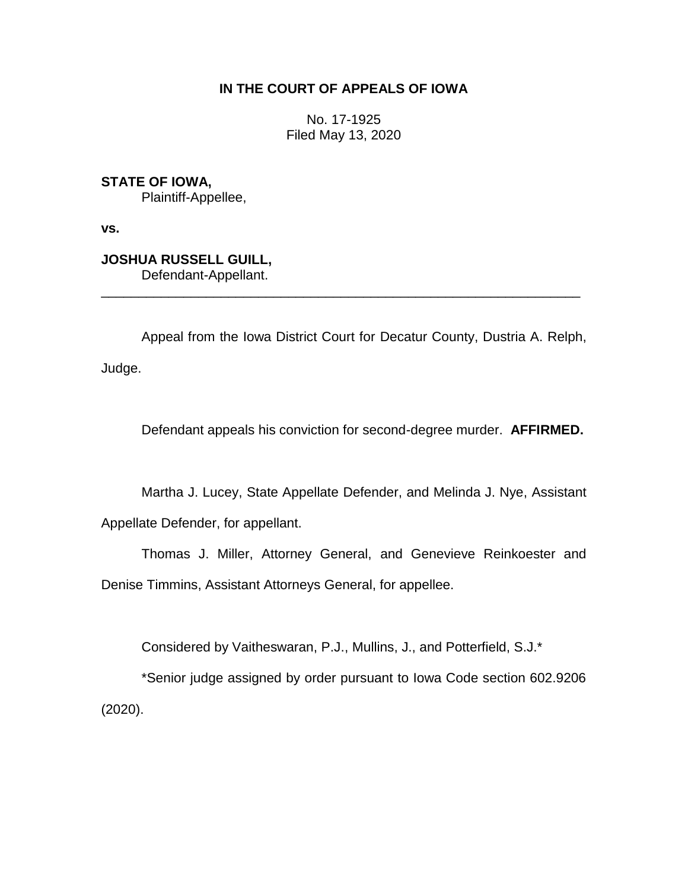**IN THE COURT OF APPEALS OF IOWA**

No. 17-1925
Filed May 13, 2020

**STATE OF IOWA,**
Plaintiff-Appellee,

**vs.**

**JOSHUA RUSSELL GUILL,**
Defendant-Appellant.

---

Appeal from the Iowa District Court for Decatur County, Dustria A. Relph, Judge.

Defendant appeals his conviction for second-degree murder. **AFFIRMED.**

Martha J. Lucey, State Appellate Defender, and Melinda J. Nye, Assistant Appellate Defender, for appellant.

Thomas J. Miller, Attorney General, and Genevieve Reinkoester and Denise Timmins, Assistant Attorneys General, for appellee.

Considered by Vaitheswaran, P.J., Mullins, J., and Potterfield, S.J.*

*Senior judge assigned by order pursuant to Iowa Code section 602.9206 (2020).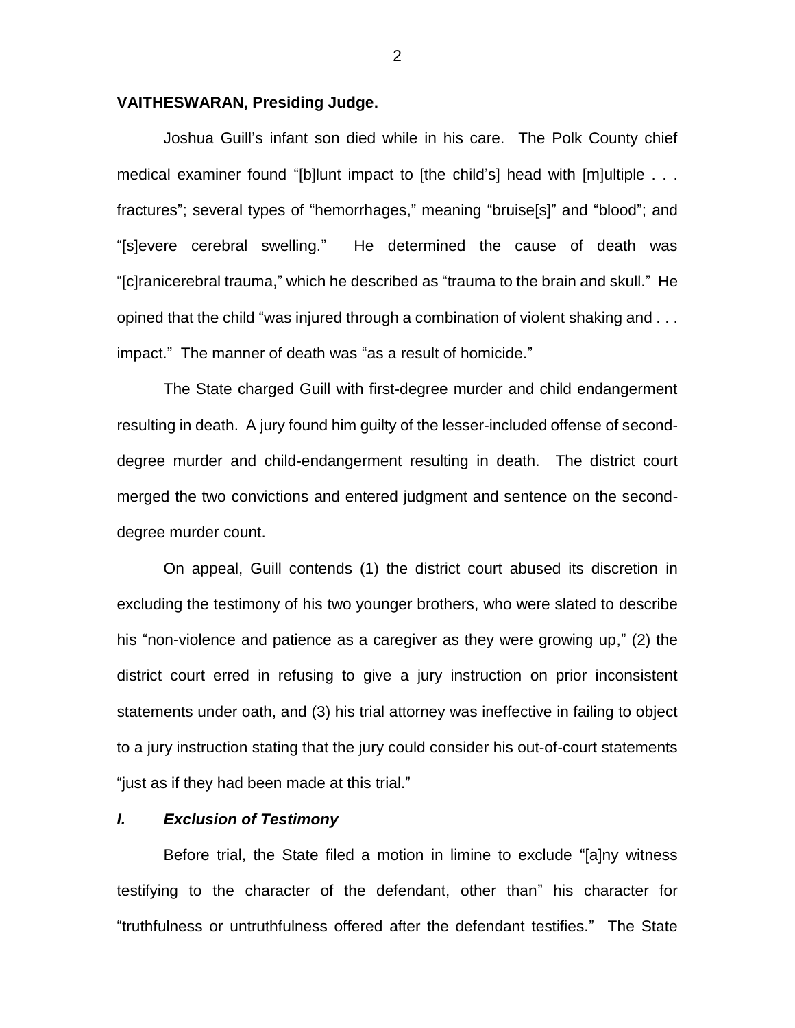**VAITHESWARAN, Presiding Judge.**

Joshua Guill's infant son died while in his care. The Polk County chief medical examiner found "[b]lunt impact to [the child's] head with [m]ultiple . . . fractures"; several types of "hemorrhages," meaning "bruise[s]" and "blood"; and "[s]evere cerebral swelling." He determined the cause of death was "[c]ranicerebral trauma," which he described as "trauma to the brain and skull." He opined that the child "was injured through a combination of violent shaking and . . . impact." The manner of death was "as a result of homicide."

The State charged Guill with first-degree murder and child endangerment resulting in death. A jury found him guilty of the lesser-included offense of second-degree murder and child-endangerment resulting in death. The district court merged the two convictions and entered judgment and sentence on the second-degree murder count.

On appeal, Guill contends (1) the district court abused its discretion in excluding the testimony of his two younger brothers, who were slated to describe his "non-violence and patience as a caregiver as they were growing up," (2) the district court erred in refusing to give a jury instruction on prior inconsistent statements under oath, and (3) his trial attorney was ineffective in failing to object to a jury instruction stating that the jury could consider his out-of-court statements "just as if they had been made at this trial."

## *I. Exclusion of Testimony*

Before trial, the State filed a motion in limine to exclude "[a]ny witness testifying to the character of the defendant, other than" his character for "truthfulness or untruthfulness offered after the defendant testifies." The State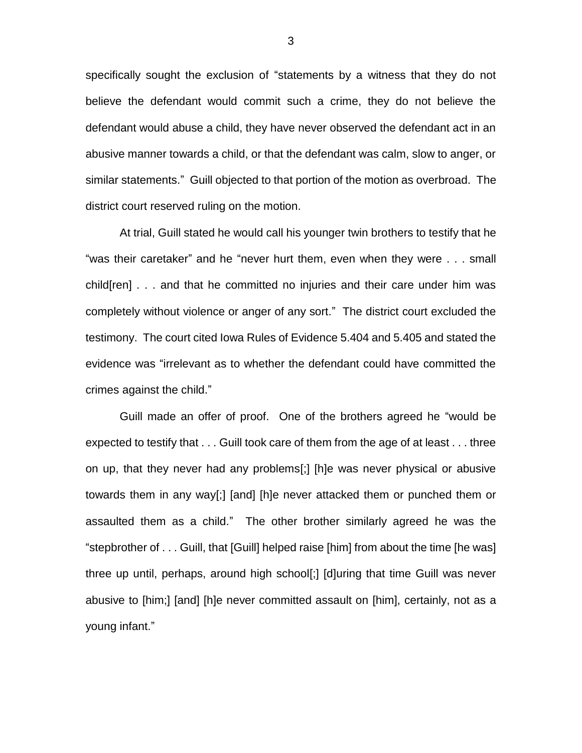specifically sought the exclusion of "statements by a witness that they do not believe the defendant would commit such a crime, they do not believe the defendant would abuse a child, they have never observed the defendant act in an abusive manner towards a child, or that the defendant was calm, slow to anger, or similar statements." Guill objected to that portion of the motion as overbroad. The district court reserved ruling on the motion.

At trial, Guill stated he would call his younger twin brothers to testify that he "was their caretaker" and he "never hurt them, even when they were . . . small child[ren] . . . and that he committed no injuries and their care under him was completely without violence or anger of any sort." The district court excluded the testimony. The court cited Iowa Rules of Evidence 5.404 and 5.405 and stated the evidence was "irrelevant as to whether the defendant could have committed the crimes against the child."

Guill made an offer of proof. One of the brothers agreed he "would be expected to testify that . . . Guill took care of them from the age of at least . . . three on up, that they never had any problems[;] [h]e was never physical or abusive towards them in any way[;] [and] [h]e never attacked them or punched them or assaulted them as a child." The other brother similarly agreed he was the "stepbrother of . . . Guill, that [Guill] helped raise [him] from about the time [he was] three up until, perhaps, around high school[;] [d]uring that time Guill was never abusive to [him;] [and] [h]e never committed assault on [him], certainly, not as a young infant."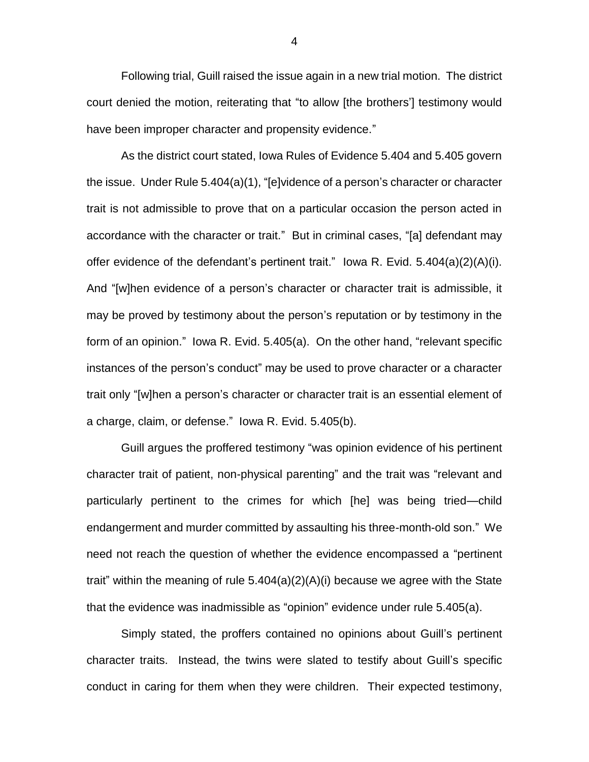Following trial, Guill raised the issue again in a new trial motion. The district court denied the motion, reiterating that "to allow [the brothers'] testimony would have been improper character and propensity evidence."

As the district court stated, Iowa Rules of Evidence 5.404 and 5.405 govern the issue. Under Rule 5.404(a)(1), "[e]vidence of a person's character or character trait is not admissible to prove that on a particular occasion the person acted in accordance with the character or trait." But in criminal cases, "[a] defendant may offer evidence of the defendant's pertinent trait." Iowa R. Evid. 5.404(a)(2)(A)(i). And "[w]hen evidence of a person's character or character trait is admissible, it may be proved by testimony about the person's reputation or by testimony in the form of an opinion." Iowa R. Evid. 5.405(a). On the other hand, "relevant specific instances of the person's conduct" may be used to prove character or a character trait only "[w]hen a person's character or character trait is an essential element of a charge, claim, or defense." Iowa R. Evid. 5.405(b).

Guill argues the proffered testimony "was opinion evidence of his pertinent character trait of patient, non-physical parenting" and the trait was "relevant and particularly pertinent to the crimes for which [he] was being tried—child endangerment and murder committed by assaulting his three-month-old son." We need not reach the question of whether the evidence encompassed a "pertinent trait" within the meaning of rule 5.404(a)(2)(A)(i) because we agree with the State that the evidence was inadmissible as "opinion" evidence under rule 5.405(a).

Simply stated, the proffers contained no opinions about Guill's pertinent character traits. Instead, the twins were slated to testify about Guill's specific conduct in caring for them when they were children. Their expected testimony,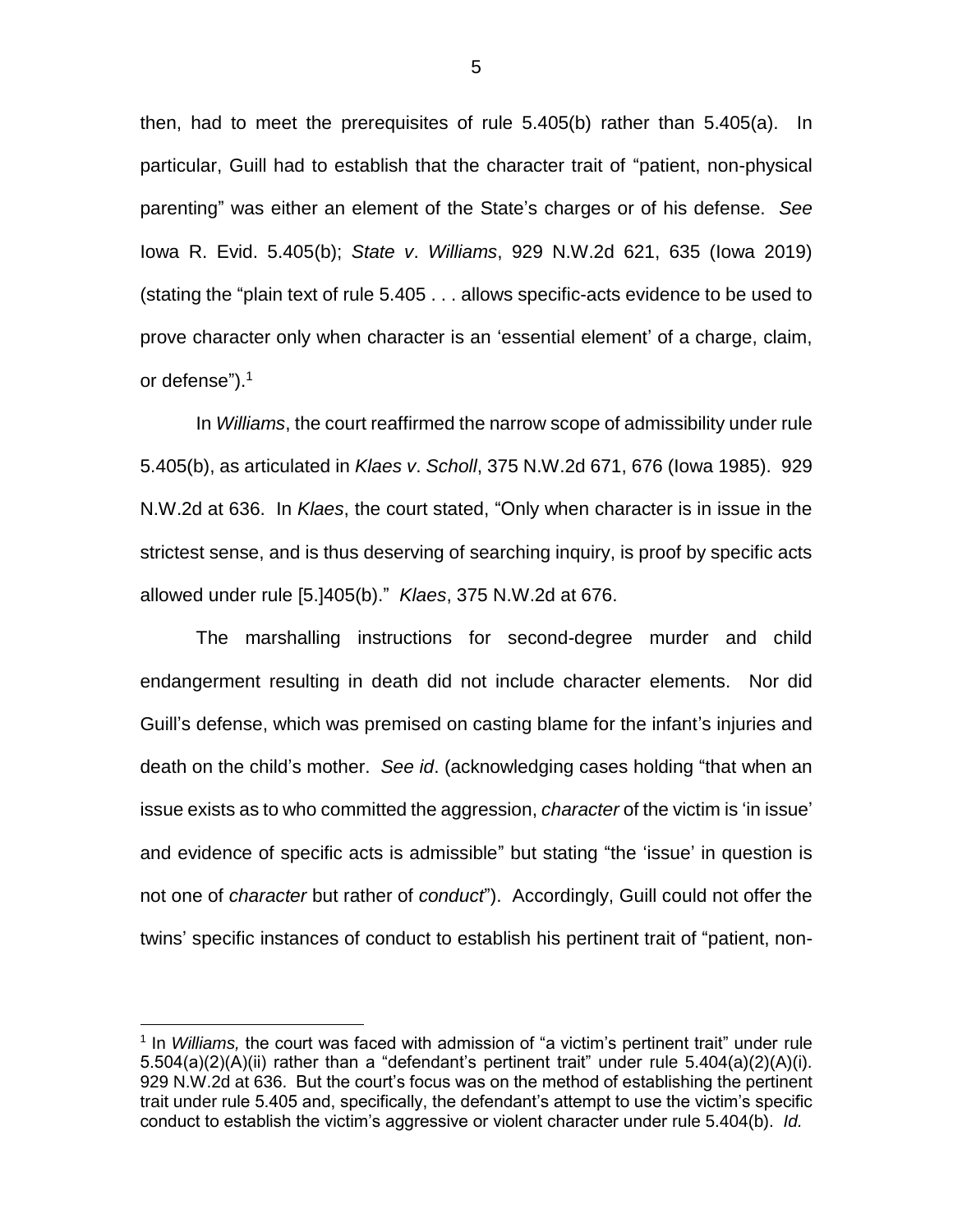then, had to meet the prerequisites of rule 5.405(b) rather than 5.405(a). In particular, Guill had to establish that the character trait of "patient, non-physical parenting" was either an element of the State's charges or of his defense. *See* Iowa R. Evid. 5.405(b); *State v. Williams*, 929 N.W.2d 621, 635 (Iowa 2019) (stating the "plain text of rule 5.405 . . . allows specific-acts evidence to be used to prove character only when character is an 'essential element' of a charge, claim, or defense").[1]

In *Williams*, the court reaffirmed the narrow scope of admissibility under rule 5.405(b), as articulated in *Klaes v. Scholl*, 375 N.W.2d 671, 676 (Iowa 1985). 929 N.W.2d at 636. In *Klaes*, the court stated, "Only when character is in issue in the strictest sense, and is thus deserving of searching inquiry, is proof by specific acts allowed under rule [5.]405(b)." *Klaes*, 375 N.W.2d at 676.

The marshalling instructions for second-degree murder and child endangerment resulting in death did not include character elements. Nor did Guill's defense, which was premised on casting blame for the infant's injuries and death on the child's mother. *See id*. (acknowledging cases holding "that when an issue exists as to who committed the aggression, *character* of the victim is 'in issue' and evidence of specific acts is admissible" but stating "the 'issue' in question is not one of *character* but rather of *conduct*"). Accordingly, Guill could not offer the twins' specific instances of conduct to establish his pertinent trait of "patient, non-

[1] In *Williams,* the court was faced with admission of "a victim's pertinent trait" under rule 5.504(a)(2)(A)(ii) rather than a "defendant's pertinent trait" under rule 5.404(a)(2)(A)(i). 929 N.W.2d at 636. But the court's focus was on the method of establishing the pertinent trait under rule 5.405 and, specifically, the defendant's attempt to use the victim's specific conduct to establish the victim's aggressive or violent character under rule 5.404(b). *Id.*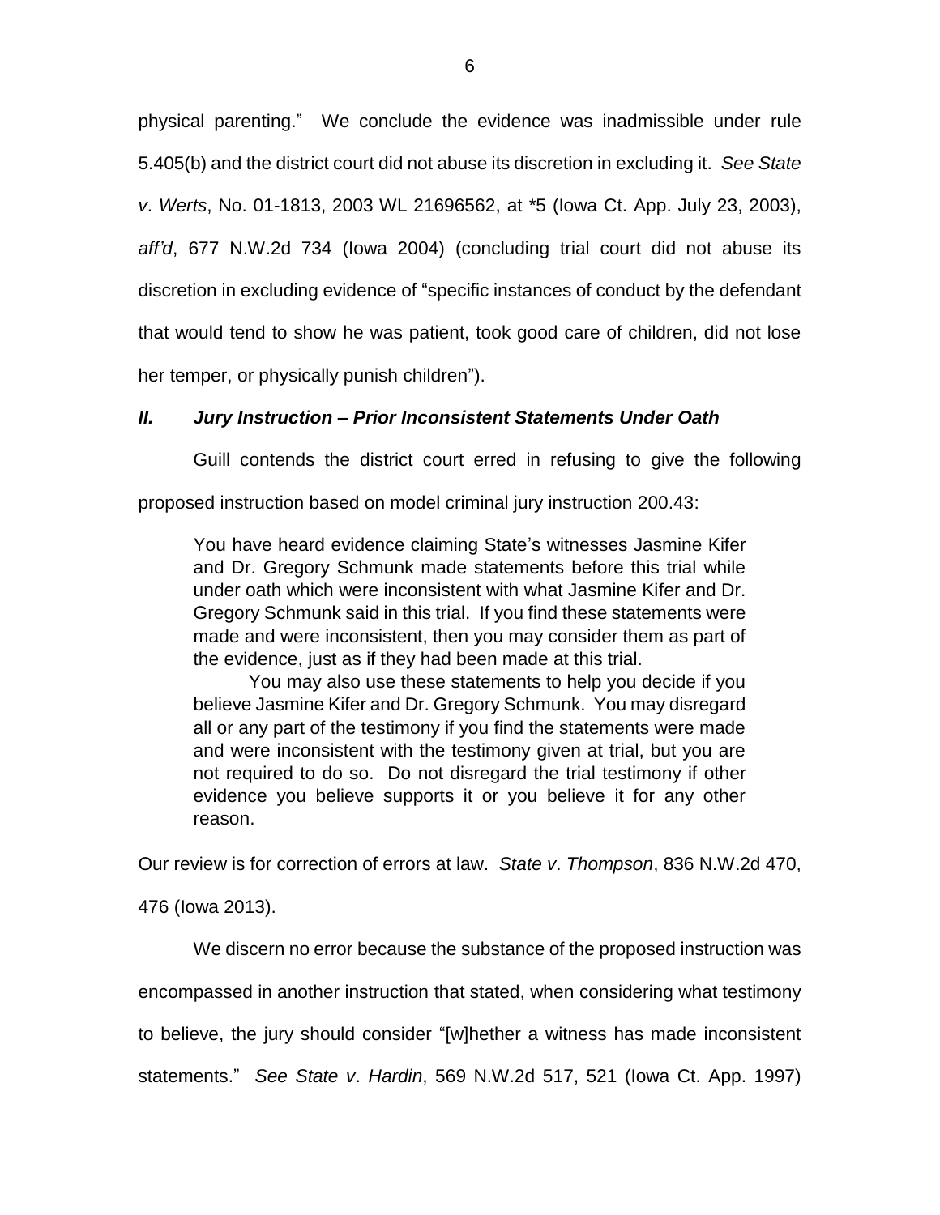physical parenting." We conclude the evidence was inadmissible under rule 5.405(b) and the district court did not abuse its discretion in excluding it. *See State v. Werts*, No. 01-1813, 2003 WL 21696562, at *5 (Iowa Ct. App. July 23, 2003), *aff'd*, 677 N.W.2d 734 (Iowa 2004) (concluding trial court did not abuse its discretion in excluding evidence of "specific instances of conduct by the defendant that would tend to show he was patient, took good care of children, did not lose her temper, or physically punish children").

## *II. Jury Instruction – Prior Inconsistent Statements Under Oath*

Guill contends the district court erred in refusing to give the following proposed instruction based on model criminal jury instruction 200.43:

> You have heard evidence claiming State's witnesses Jasmine Kifer and Dr. Gregory Schmunk made statements before this trial while under oath which were inconsistent with what Jasmine Kifer and Dr. Gregory Schmunk said in this trial. If you find these statements were made and were inconsistent, then you may consider them as part of the evidence, just as if they had been made at this trial.
>
> You may also use these statements to help you decide if you believe Jasmine Kifer and Dr. Gregory Schmunk. You may disregard all or any part of the testimony if you find the statements were made and were inconsistent with the testimony given at trial, but you are not required to do so. Do not disregard the trial testimony if other evidence you believe supports it or you believe it for any other reason.

Our review is for correction of errors at law. *State v. Thompson*, 836 N.W.2d 470, 476 (Iowa 2013).

We discern no error because the substance of the proposed instruction was encompassed in another instruction that stated, when considering what testimony to believe, the jury should consider "[w]hether a witness has made inconsistent statements." *See State v. Hardin*, 569 N.W.2d 517, 521 (Iowa Ct. App. 1997)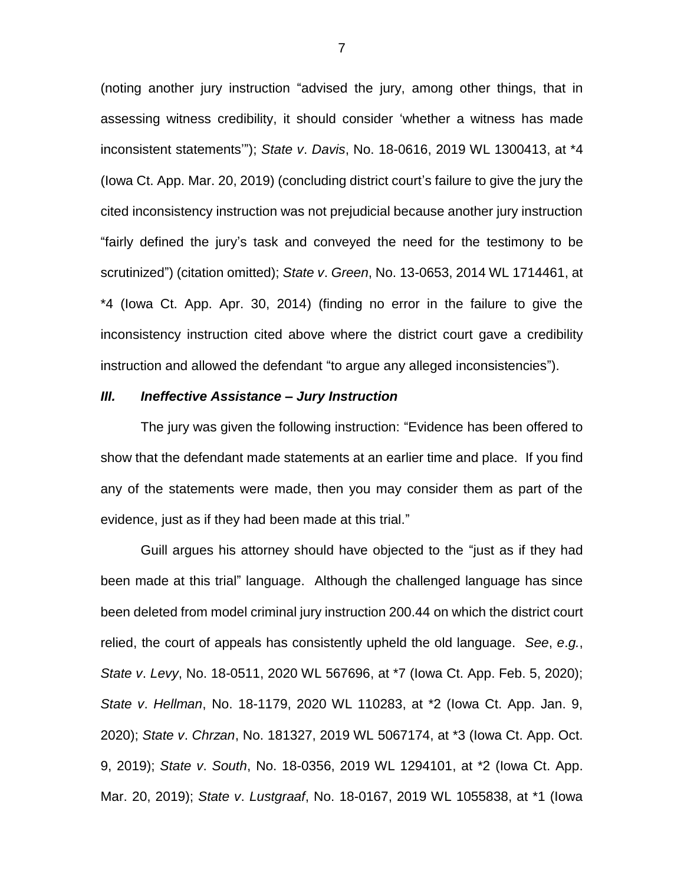(noting another jury instruction "advised the jury, among other things, that in assessing witness credibility, it should consider 'whether a witness has made inconsistent statements'"); *State v. Davis*, No. 18-0616, 2019 WL 1300413, at *4 (Iowa Ct. App. Mar. 20, 2019) (concluding district court's failure to give the jury the cited inconsistency instruction was not prejudicial because another jury instruction "fairly defined the jury's task and conveyed the need for the testimony to be scrutinized") (citation omitted); *State v. Green*, No. 13-0653, 2014 WL 1714461, at *4 (Iowa Ct. App. Apr. 30, 2014) (finding no error in the failure to give the inconsistency instruction cited above where the district court gave a credibility instruction and allowed the defendant "to argue any alleged inconsistencies").

### *III. Ineffective Assistance – Jury Instruction*

The jury was given the following instruction: "Evidence has been offered to show that the defendant made statements at an earlier time and place. If you find any of the statements were made, then you may consider them as part of the evidence, just as if they had been made at this trial."

Guill argues his attorney should have objected to the "just as if they had been made at this trial" language. Although the challenged language has since been deleted from model criminal jury instruction 200.44 on which the district court relied, the court of appeals has consistently upheld the old language. *See*, *e.g.*, *State v. Levy*, No. 18-0511, 2020 WL 567696, at *7 (Iowa Ct. App. Feb. 5, 2020); *State v. Hellman*, No. 18-1179, 2020 WL 110283, at *2 (Iowa Ct. App. Jan. 9, 2020); *State v. Chrzan*, No. 181327, 2019 WL 5067174, at *3 (Iowa Ct. App. Oct. 9, 2019); *State v. South*, No. 18-0356, 2019 WL 1294101, at *2 (Iowa Ct. App. Mar. 20, 2019); *State v. Lustgraaf*, No. 18-0167, 2019 WL 1055838, at *1 (Iowa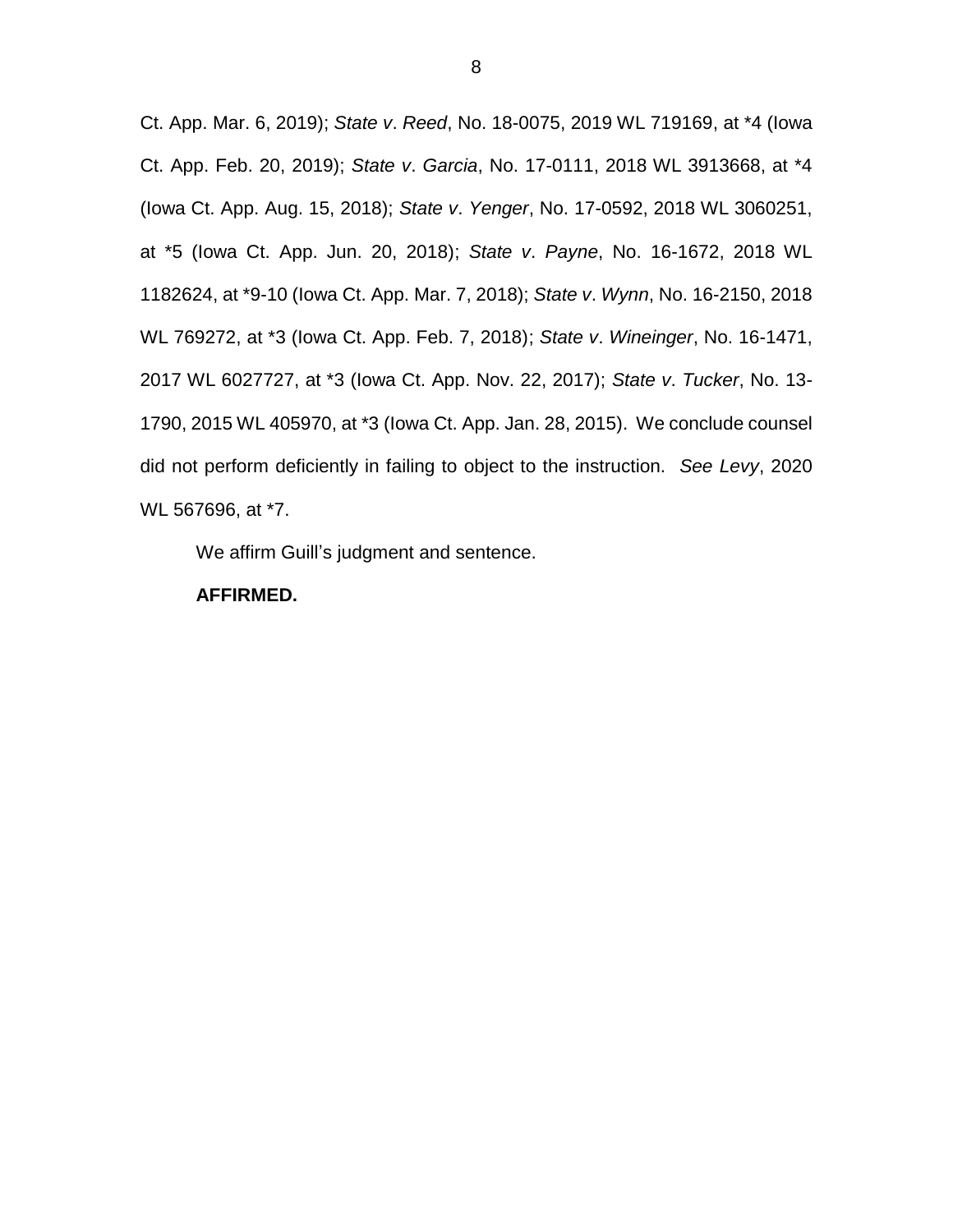Ct. App. Mar. 6, 2019); *State v. Reed*, No. 18-0075, 2019 WL 719169, at *4 (Iowa Ct. App. Feb. 20, 2019); *State v. Garcia*, No. 17-0111, 2018 WL 3913668, at *4 (Iowa Ct. App. Aug. 15, 2018); *State v. Yenger*, No. 17-0592, 2018 WL 3060251, at *5 (Iowa Ct. App. Jun. 20, 2018); *State v. Payne*, No. 16-1672, 2018 WL 1182624, at *9-10 (Iowa Ct. App. Mar. 7, 2018); *State v. Wynn*, No. 16-2150, 2018 WL 769272, at *3 (Iowa Ct. App. Feb. 7, 2018); *State v. Wineinger*, No. 16-1471, 2017 WL 6027727, at *3 (Iowa Ct. App. Nov. 22, 2017); *State v. Tucker*, No. 13-1790, 2015 WL 405970, at *3 (Iowa Ct. App. Jan. 28, 2015). We conclude counsel did not perform deficiently in failing to object to the instruction. *See Levy*, 2020 WL 567696, at *7.

We affirm Guill's judgment and sentence.

**AFFIRMED.**